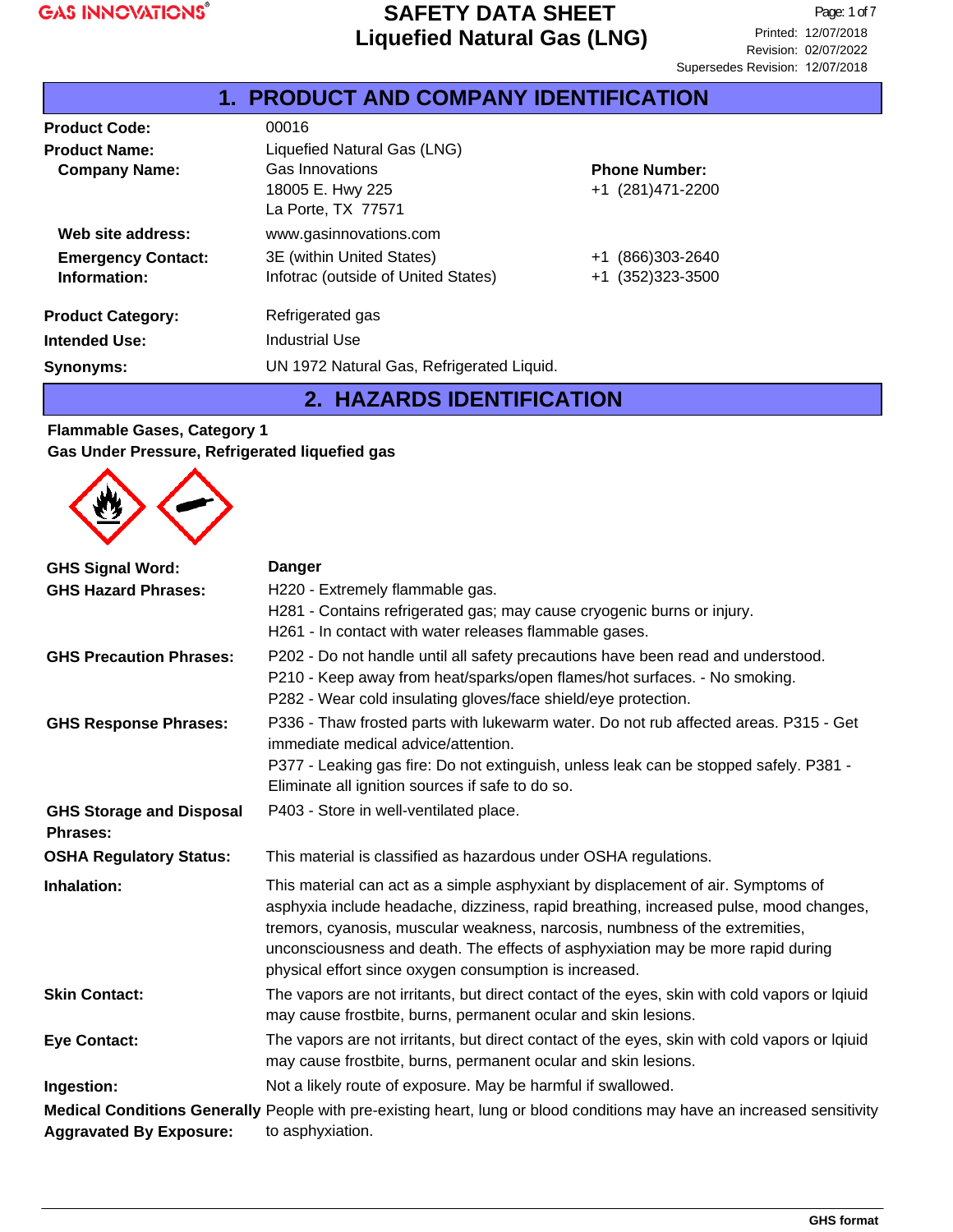GAS INNOVATIONS®

# SAFETY DATA SHEET
# Liquefied Natural Gas (LNG)

Printed: 12/07/2018
Revision: 02/07/2022
Supersedes Revision: 12/07/2018

## 1. PRODUCT AND COMPANY IDENTIFICATION

**Product Code:** 00016

**Product Name:** Liquefied Natural Gas (LNG)

**Company Name:** Gas Innovations
18005 E. Hwy 225
La Porte, TX 77571

**Phone Number:** +1 (281)471-2200

**Web site address:** www.gasinnovations.com

**Emergency Contact: Information:**
3E (within United States) +1 (866)303-2640
Infotrac (outside of United States) +1 (352)323-3500

**Product Category:** Refrigerated gas

**Intended Use:** Industrial Use

**Synonyms:** UN 1972 Natural Gas, Refrigerated Liquid.

## 2. HAZARDS IDENTIFICATION

**Flammable Gases, Category 1**
**Gas Under Pressure, Refrigerated liquefied gas**

**GHS Signal Word:** **Danger**

**GHS Hazard Phrases:**
H220 - Extremely flammable gas.
H281 - Contains refrigerated gas; may cause cryogenic burns or injury.
H261 - In contact with water releases flammable gases.

**GHS Precaution Phrases:**
P202 - Do not handle until all safety precautions have been read and understood.
P210 - Keep away from heat/sparks/open flames/hot surfaces. - No smoking.
P282 - Wear cold insulating gloves/face shield/eye protection.

**GHS Response Phrases:**
P336 - Thaw frosted parts with lukewarm water. Do not rub affected areas. P315 - Get immediate medical advice/attention.
P377 - Leaking gas fire: Do not extinguish, unless leak can be stopped safely. P381 - Eliminate all ignition sources if safe to do so.

**GHS Storage and Disposal Phrases:** P403 - Store in well-ventilated place.

**OSHA Regulatory Status:** This material is classified as hazardous under OSHA regulations.

**Inhalation:** This material can act as a simple asphyxiant by displacement of air. Symptoms of asphyxia include headache, dizziness, rapid breathing, increased pulse, mood changes, tremors, cyanosis, muscular weakness, narcosis, numbness of the extremities, unconsciousness and death. The effects of asphyxiation may be more rapid during physical effort since oxygen consumption is increased.

**Skin Contact:** The vapors are not irritants, but direct contact of the eyes, skin with cold vapors or lqiuid may cause frostbite, burns, permanent ocular and skin lesions.

**Eye Contact:** The vapors are not irritants, but direct contact of the eyes, skin with cold vapors or lqiuid may cause frostbite, burns, permanent ocular and skin lesions.

**Ingestion:** Not a likely route of exposure. May be harmful if swallowed.

**Medical Conditions Generally Aggravated By Exposure:** People with pre-existing heart, lung or blood conditions may have an increased sensitivity to asphyxiation.

GHS format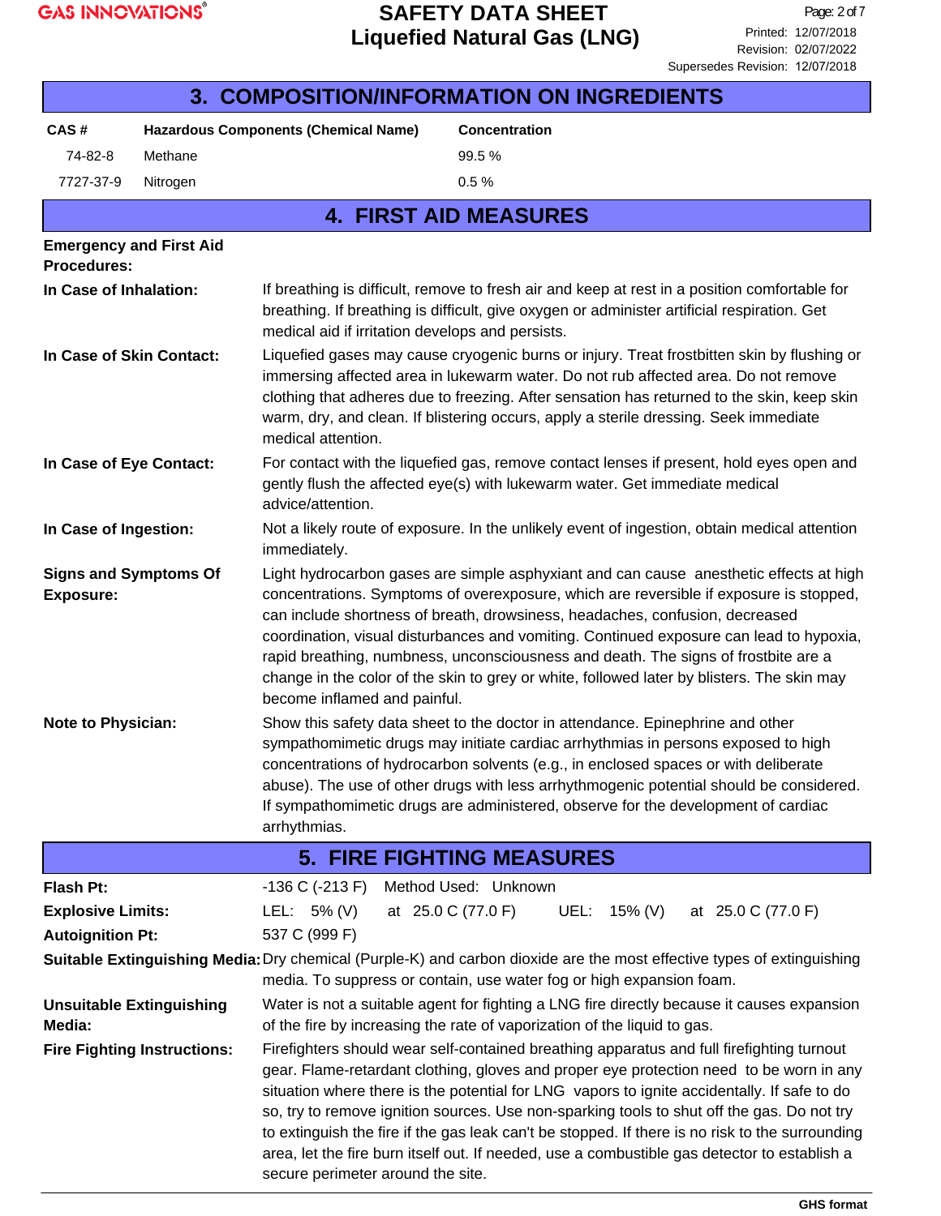## 3. COMPOSITION/INFORMATION ON INGREDIENTS

| CAS # | Hazardous Components (Chemical Name) | Concentration |
|---|---|---|
| 74-82-8 | Methane | 99.5 % |
| 7727-37-9 | Nitrogen | 0.5 % |

## 4. FIRST AID MEASURES

**Emergency and First Aid Procedures:**

**In Case of Inhalation:** If breathing is difficult, remove to fresh air and keep at rest in a position comfortable for breathing. If breathing is difficult, give oxygen or administer artificial respiration. Get medical aid if irritation develops and persists.

**In Case of Skin Contact:** Liquefied gases may cause cryogenic burns or injury. Treat frostbitten skin by flushing or immersing affected area in lukewarm water. Do not rub affected area. Do not remove clothing that adheres due to freezing. After sensation has returned to the skin, keep skin warm, dry, and clean. If blistering occurs, apply a sterile dressing. Seek immediate medical attention.

**In Case of Eye Contact:** For contact with the liquefied gas, remove contact lenses if present, hold eyes open and gently flush the affected eye(s) with lukewarm water. Get immediate medical advice/attention.

**In Case of Ingestion:** Not a likely route of exposure. In the unlikely event of ingestion, obtain medical attention immediately.

**Signs and Symptoms Of Exposure:** Light hydrocarbon gases are simple asphyxiant and can cause anesthetic effects at high concentrations. Symptoms of overexposure, which are reversible if exposure is stopped, can include shortness of breath, drowsiness, headaches, confusion, decreased coordination, visual disturbances and vomiting. Continued exposure can lead to hypoxia, rapid breathing, numbness, unconsciousness and death. The signs of frostbite are a change in the color of the skin to grey or white, followed later by blisters. The skin may become inflamed and painful.

**Note to Physician:** Show this safety data sheet to the doctor in attendance. Epinephrine and other sympathomimetic drugs may initiate cardiac arrhythmias in persons exposed to high concentrations of hydrocarbon solvents (e.g., in enclosed spaces or with deliberate abuse). The use of other drugs with less arrhythmogenic potential should be considered. If sympathomimetic drugs are administered, observe for the development of cardiac arrhythmias.

## 5. FIRE FIGHTING MEASURES

**Flash Pt:** -136 C (-213 F) Method Used: Unknown

**Explosive Limits:** LEL: 5% (V) at 25.0 C (77.0 F) UEL: 15% (V) at 25.0 C (77.0 F)

**Autoignition Pt:** 537 C (999 F)

**Suitable Extinguishing Media:** Dry chemical (Purple-K) and carbon dioxide are the most effective types of extinguishing media. To suppress or contain, use water fog or high expansion foam.

**Unsuitable Extinguishing Media:** Water is not a suitable agent for fighting a LNG fire directly because it causes expansion of the fire by increasing the rate of vaporization of the liquid to gas.

**Fire Fighting Instructions:** Firefighters should wear self-contained breathing apparatus and full firefighting turnout gear. Flame-retardant clothing, gloves and proper eye protection need to be worn in any situation where there is the potential for LNG vapors to ignite accidentally. If safe to do so, try to remove ignition sources. Use non-sparking tools to shut off the gas. Do not try to extinguish the fire if the gas leak can't be stopped. If there is no risk to the surrounding area, let the fire burn itself out. If needed, use a combustible gas detector to establish a secure perimeter around the site.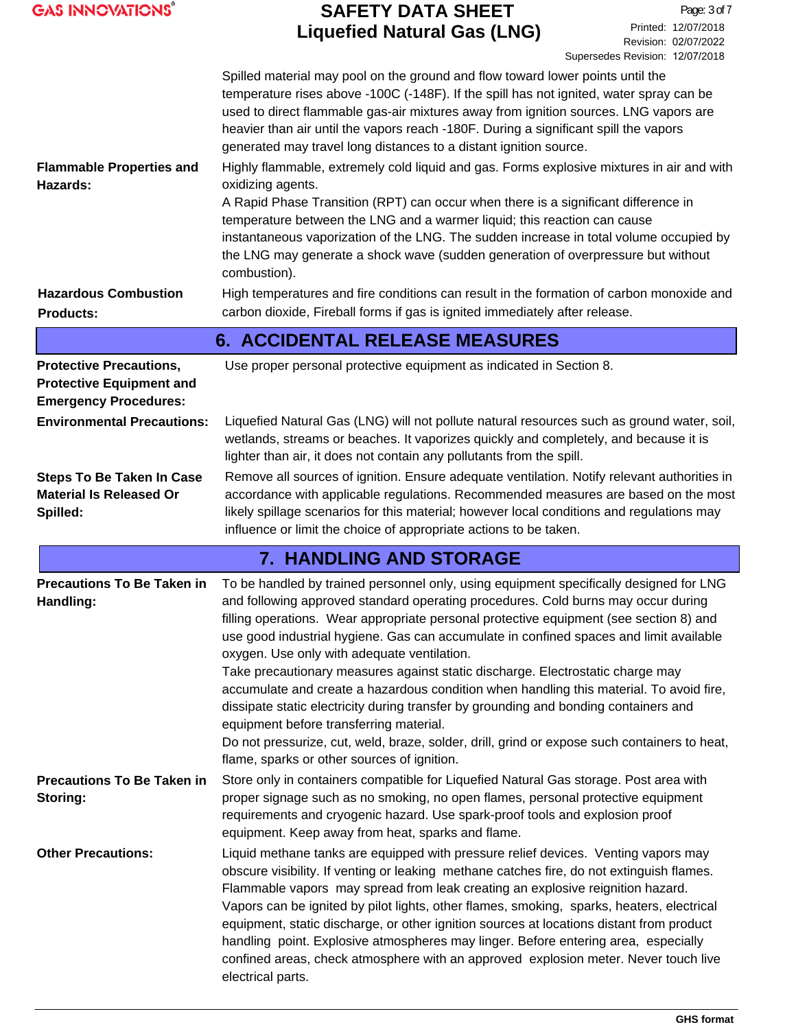Spilled material may pool on the ground and flow toward lower points until the temperature rises above -100C (-148F). If the spill has not ignited, water spray can be used to direct flammable gas-air mixtures away from ignition sources. LNG vapors are heavier than air until the vapors reach -180F. During a significant spill the vapors generated may travel long distances to a distant ignition source.

**Flammable Properties and Hazards:** Highly flammable, extremely cold liquid and gas. Forms explosive mixtures in air and with oxidizing agents.
A Rapid Phase Transition (RPT) can occur when there is a significant difference in temperature between the LNG and a warmer liquid; this reaction can cause instantaneous vaporization of the LNG. The sudden increase in total volume occupied by the LNG may generate a shock wave (sudden generation of overpressure but without combustion).

**Hazardous Combustion Products:** High temperatures and fire conditions can result in the formation of carbon monoxide and carbon dioxide, Fireball forms if gas is ignited immediately after release.

## 6. ACCIDENTAL RELEASE MEASURES

**Protective Precautions, Protective Equipment and Emergency Procedures:** Use proper personal protective equipment as indicated in Section 8.

**Environmental Precautions:** Liquefied Natural Gas (LNG) will not pollute natural resources such as ground water, soil, wetlands, streams or beaches. It vaporizes quickly and completely, and because it is lighter than air, it does not contain any pollutants from the spill.

**Steps To Be Taken In Case Material Is Released Or Spilled:** Remove all sources of ignition. Ensure adequate ventilation. Notify relevant authorities in accordance with applicable regulations. Recommended measures are based on the most likely spillage scenarios for this material; however local conditions and regulations may influence or limit the choice of appropriate actions to be taken.

## 7. HANDLING AND STORAGE

**Precautions To Be Taken in Handling:** To be handled by trained personnel only, using equipment specifically designed for LNG and following approved standard operating procedures. Cold burns may occur during filling operations. Wear appropriate personal protective equipment (see section 8) and use good industrial hygiene. Gas can accumulate in confined spaces and limit available oxygen. Use only with adequate ventilation.
Take precautionary measures against static discharge. Electrostatic charge may accumulate and create a hazardous condition when handling this material. To avoid fire, dissipate static electricity during transfer by grounding and bonding containers and equipment before transferring material.
Do not pressurize, cut, weld, braze, solder, drill, grind or expose such containers to heat, flame, sparks or other sources of ignition.

**Precautions To Be Taken in Storing:** Store only in containers compatible for Liquefied Natural Gas storage. Post area with proper signage such as no smoking, no open flames, personal protective equipment requirements and cryogenic hazard. Use spark-proof tools and explosion proof equipment. Keep away from heat, sparks and flame.

**Other Precautions:** Liquid methane tanks are equipped with pressure relief devices. Venting vapors may obscure visibility. If venting or leaking methane catches fire, do not extinguish flames. Flammable vapors may spread from leak creating an explosive reignition hazard. Vapors can be ignited by pilot lights, other flames, smoking, sparks, heaters, electrical equipment, static discharge, or other ignition sources at locations distant from product handling point. Explosive atmospheres may linger. Before entering area, especially confined areas, check atmosphere with an approved explosion meter. Never touch live electrical parts.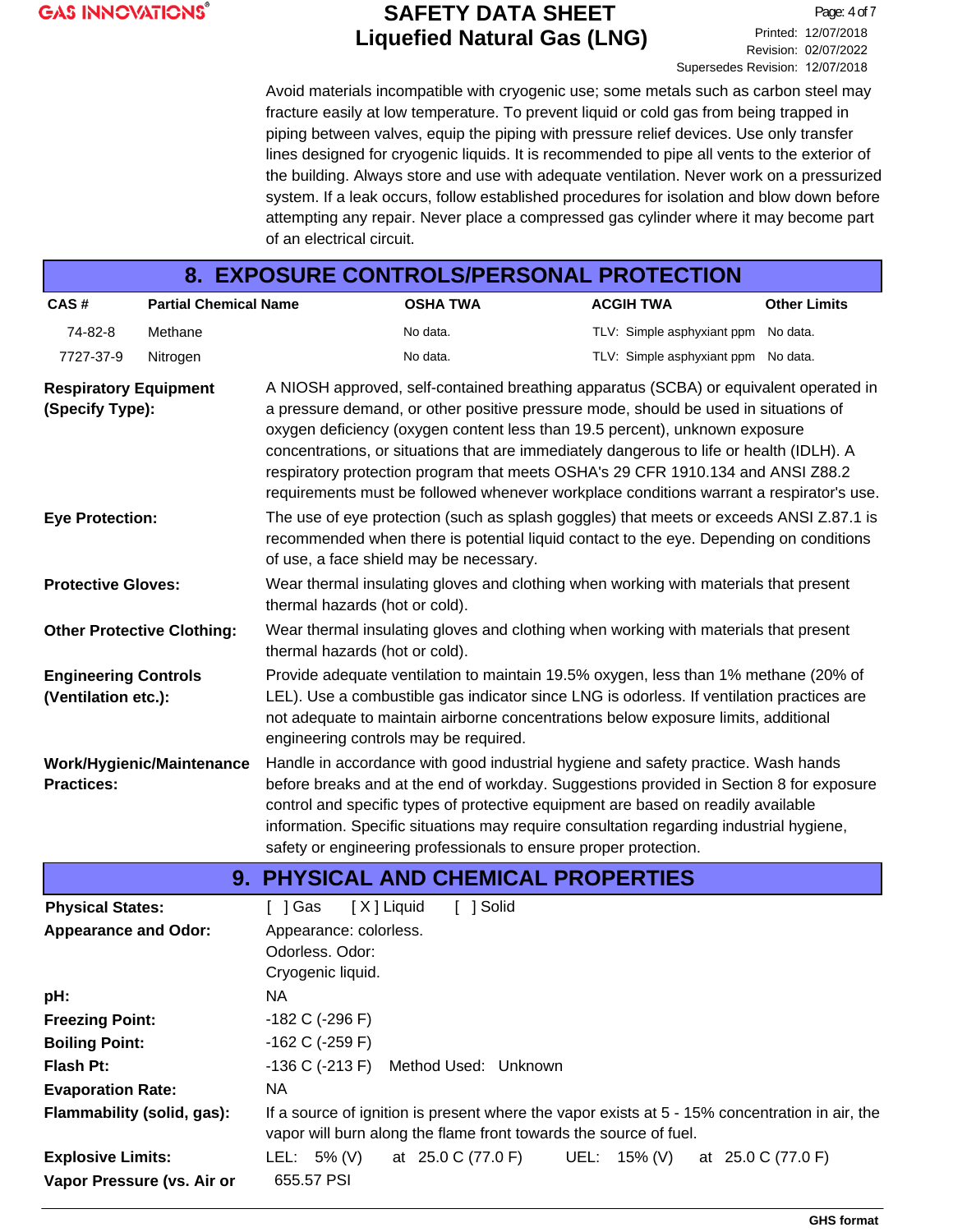Avoid materials incompatible with cryogenic use; some metals such as carbon steel may fracture easily at low temperature. To prevent liquid or cold gas from being trapped in piping between valves, equip the piping with pressure relief devices. Use only transfer lines designed for cryogenic liquids. It is recommended to pipe all vents to the exterior of the building. Always store and use with adequate ventilation. Never work on a pressurized system. If a leak occurs, follow established procedures for isolation and blow down before attempting any repair. Never place a compressed gas cylinder where it may become part of an electrical circuit.

## 8. EXPOSURE CONTROLS/PERSONAL PROTECTION

| CAS # | Partial Chemical Name | OSHA TWA | ACGIH TWA | Other Limits |
|---|---|---|---|---|
| 74-82-8 | Methane | No data. | TLV: Simple asphyxiant ppm | No data. |
| 7727-37-9 | Nitrogen | No data. | TLV: Simple asphyxiant ppm | No data. |

**Respiratory Equipment (Specify Type):** A NIOSH approved, self-contained breathing apparatus (SCBA) or equivalent operated in a pressure demand, or other positive pressure mode, should be used in situations of oxygen deficiency (oxygen content less than 19.5 percent), unknown exposure concentrations, or situations that are immediately dangerous to life or health (IDLH). A respiratory protection program that meets OSHA's 29 CFR 1910.134 and ANSI Z88.2 requirements must be followed whenever workplace conditions warrant a respirator's use.

**Eye Protection:** The use of eye protection (such as splash goggles) that meets or exceeds ANSI Z.87.1 is recommended when there is potential liquid contact to the eye. Depending on conditions of use, a face shield may be necessary.

**Protective Gloves:** Wear thermal insulating gloves and clothing when working with materials that present thermal hazards (hot or cold).

**Other Protective Clothing:** Wear thermal insulating gloves and clothing when working with materials that present thermal hazards (hot or cold).

**Engineering Controls (Ventilation etc.):** Provide adequate ventilation to maintain 19.5% oxygen, less than 1% methane (20% of LEL). Use a combustible gas indicator since LNG is odorless. If ventilation practices are not adequate to maintain airborne concentrations below exposure limits, additional engineering controls may be required.

**Work/Hygienic/Maintenance Practices:** Handle in accordance with good industrial hygiene and safety practice. Wash hands before breaks and at the end of workday. Suggestions provided in Section 8 for exposure control and specific types of protective equipment are based on readily available information. Specific situations may require consultation regarding industrial hygiene, safety or engineering professionals to ensure proper protection.

## 9. PHYSICAL AND CHEMICAL PROPERTIES

**Physical States:** [ ] Gas [ X ] Liquid [ ] Solid

**Appearance and Odor:** Appearance: colorless.
Odorless. Odor:
Cryogenic liquid.

**pH:** NA

**Freezing Point:** -182 C (-296 F)

**Boiling Point:** -162 C (-259 F)

**Flash Pt:** -136 C (-213 F) Method Used: Unknown

**Evaporation Rate:** NA

**Flammability (solid, gas):** If a source of ignition is present where the vapor exists at 5 - 15% concentration in air, the vapor will burn along the flame front towards the source of fuel.

**Explosive Limits:** LEL: 5% (V) at 25.0 C (77.0 F) UEL: 15% (V) at 25.0 C (77.0 F)

**Vapor Pressure (vs. Air or** 655.57 PSI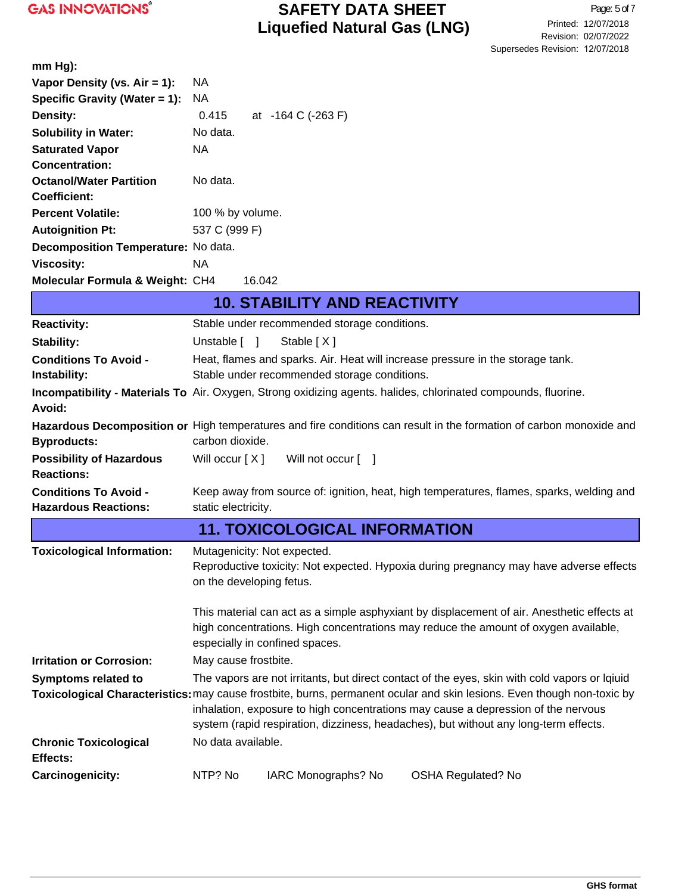| | |
|---|---|
| **mm Hg):** | |
| **Vapor Density (vs. Air = 1):** | NA |
| **Specific Gravity (Water = 1):** | NA |
| **Density:** | 0.415 at -164 C (-263 F) |
| **Solubility in Water:** | No data. |
| **Saturated Vapor Concentration:** | NA |
| **Octanol/Water Partition Coefficient:** | No data. |
| **Percent Volatile:** | 100 % by volume. |
| **Autoignition Pt:** | 537 C (999 F) |
| **Decomposition Temperature:** | No data. |
| **Viscosity:** | NA |
| **Molecular Formula & Weight:** | $CH_4$ 16.042 |

## 10. STABILITY AND REACTIVITY

| | |
|---|---|
| **Reactivity:** | Stable under recommended storage conditions. |
| **Stability:** | Unstable [ ] Stable [ X ] |
| **Conditions To Avoid - Instability:** | Heat, flames and sparks. Air. Heat will increase pressure in the storage tank. Stable under recommended storage conditions. |
| **Incompatibility - Materials To Avoid:** | Air. Oxygen, Strong oxidizing agents. halides, chlorinated compounds, fluorine. |
| **Hazardous Decomposition or Byproducts:** | High temperatures and fire conditions can result in the formation of carbon monoxide and carbon dioxide. |
| **Possibility of Hazardous Reactions:** | Will occur [ X ] Will not occur [ ] |
| **Conditions To Avoid - Hazardous Reactions:** | Keep away from source of: ignition, heat, high temperatures, flames, sparks, welding and static electricity. |

## 11. TOXICOLOGICAL INFORMATION

| | |
|---|---|
| **Toxicological Information:** | Mutagenicity: Not expected.<br>Reproductive toxicity: Not expected. Hypoxia during pregnancy may have adverse effects on the developing fetus.<br><br>This material can act as a simple asphyxiant by displacement of air. Anesthetic effects at high concentrations. High concentrations may reduce the amount of oxygen available, especially in confined spaces. |
| **Irritation or Corrosion:** | May cause frostbite. |
| **Symptoms related to Toxicological Characteristics:** | The vapors are not irritants, but direct contact of the eyes, skin with cold vapors or lqiuid may cause frostbite, burns, permanent ocular and skin lesions. Even though non-toxic by inhalation, exposure to high concentrations may cause a depression of the nervous system (rapid respiration, dizziness, headaches), but without any long-term effects. |
| **Chronic Toxicological Effects:** | No data available. |
| **Carcinogenicity:** | NTP? No IARC Monographs? No OSHA Regulated? No |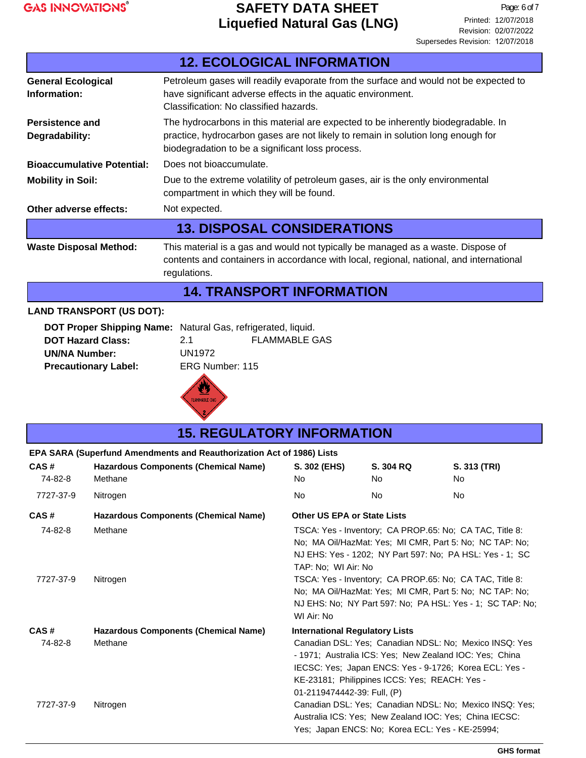## 12. ECOLOGICAL INFORMATION

**General Ecological Information:** Petroleum gases will readily evaporate from the surface and would not be expected to have significant adverse effects in the aquatic environment.
Classification: No classified hazards.

**Persistence and Degradability:** The hydrocarbons in this material are expected to be inherently biodegradable. In practice, hydrocarbon gases are not likely to remain in solution long enough for biodegradation to be a significant loss process.

**Bioaccumulative Potential:** Does not bioaccumulate.

**Mobility in Soil:** Due to the extreme volatility of petroleum gases, air is the only environmental compartment in which they will be found.

**Other adverse effects:** Not expected.

## 13. DISPOSAL CONSIDERATIONS

**Waste Disposal Method:** This material is a gas and would not typically be managed as a waste. Dispose of contents and containers in accordance with local, regional, national, and international regulations.

## 14. TRANSPORT INFORMATION

**LAND TRANSPORT (US DOT):**

**DOT Proper Shipping Name:** Natural Gas, refrigerated, liquid.
**DOT Hazard Class:** 2.1 FLAMMABLE GAS
**UN/NA Number:** UN1972
**Precautionary Label:** ERG Number: 115

## 15. REGULATORY INFORMATION

**EPA SARA (Superfund Amendments and Reauthorization Act of 1986) Lists**

| CAS # | Hazardous Components (Chemical Name) | S. 302 (EHS) | S. 304 RQ | S. 313 (TRI) |
|---|---|---|---|---|
| 74-82-8 | Methane | No | No | No |
| 7727-37-9 | Nitrogen | No | No | No |

| CAS # | Hazardous Components (Chemical Name) | Other US EPA or State Lists |
|---|---|---|
| 74-82-8 | Methane | TSCA: Yes - Inventory; CA PROP.65: No; CA TAC, Title 8: No; MA Oil/HazMat: Yes; MI CMR, Part 5: No; NC TAP: No; NJ EHS: Yes - 1202; NY Part 597: No; PA HSL: Yes - 1; SC TAP: No; WI Air: No |
| 7727-37-9 | Nitrogen | TSCA: Yes - Inventory; CA PROP.65: No; CA TAC, Title 8: No; MA Oil/HazMat: Yes; MI CMR, Part 5: No; NC TAP: No; NJ EHS: No; NY Part 597: No; PA HSL: Yes - 1; SC TAP: No; WI Air: No |

| CAS # | Hazardous Components (Chemical Name) | International Regulatory Lists |
|---|---|---|
| 74-82-8 | Methane | Canadian DSL: Yes; Canadian NDSL: No; Mexico INSQ: Yes - 1971; Australia ICS: Yes; New Zealand IOC: Yes; China IECSC: Yes; Japan ENCS: Yes - 9-1726; Korea ECL: Yes - KE-23181; Philippines ICCS: Yes; REACH: Yes - 01-2119474442-39: Full, (P) |
| 7727-37-9 | Nitrogen | Canadian DSL: Yes; Canadian NDSL: No; Mexico INSQ: Yes; Australia ICS: Yes; New Zealand IOC: Yes; China IECSC: Yes; Japan ENCS: No; Korea ECL: Yes - KE-25994; |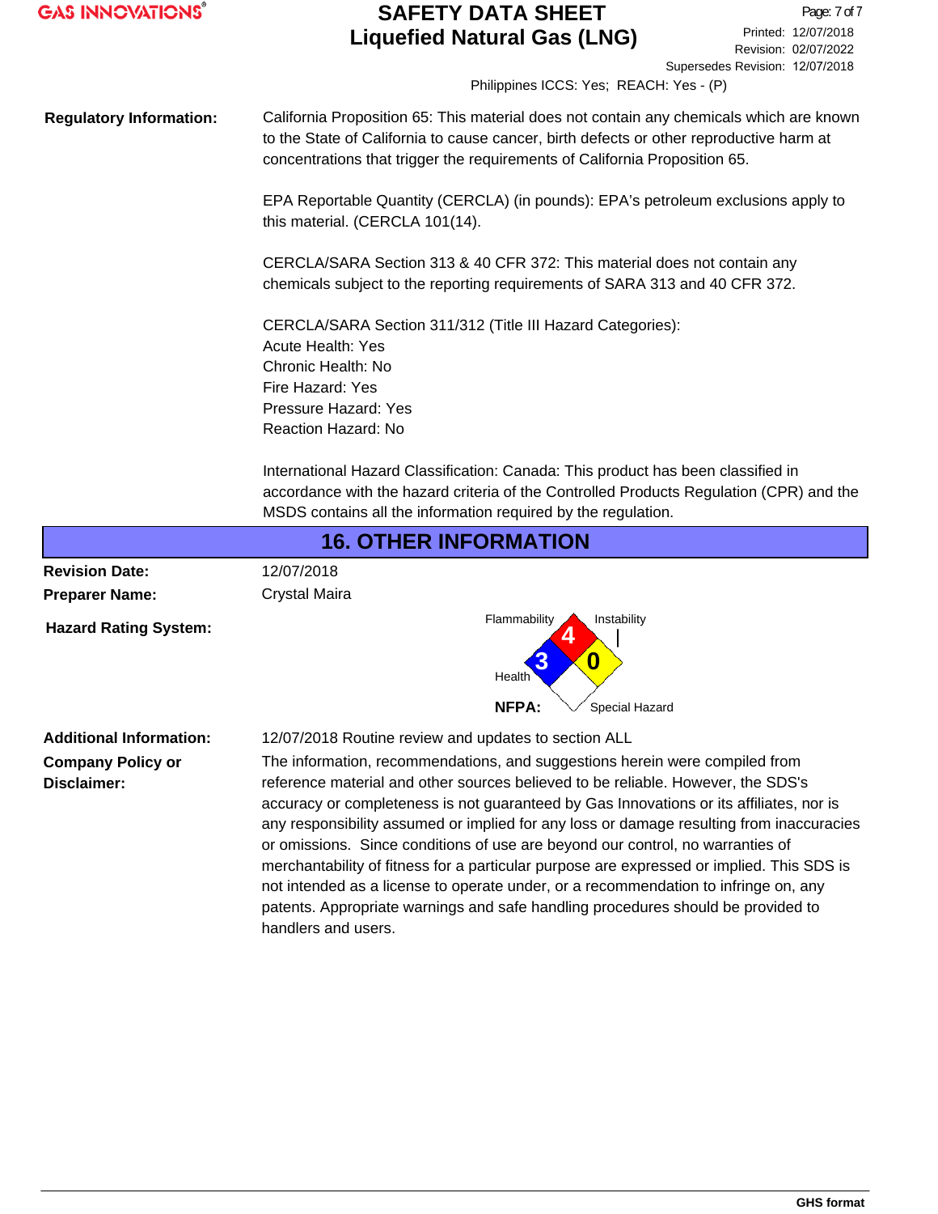Philippines ICCS: Yes; REACH: Yes - (P)

**Regulatory Information:**

California Proposition 65: This material does not contain any chemicals which are known to the State of California to cause cancer, birth defects or other reproductive harm at concentrations that trigger the requirements of California Proposition 65.

EPA Reportable Quantity (CERCLA) (in pounds): EPA's petroleum exclusions apply to this material. (CERCLA 101(14).

CERCLA/SARA Section 313 & 40 CFR 372: This material does not contain any chemicals subject to the reporting requirements of SARA 313 and 40 CFR 372.

CERCLA/SARA Section 311/312 (Title III Hazard Categories):
Acute Health: Yes
Chronic Health: No
Fire Hazard: Yes
Pressure Hazard: Yes
Reaction Hazard: No

International Hazard Classification: Canada: This product has been classified in accordance with the hazard criteria of the Controlled Products Regulation (CPR) and the MSDS contains all the information required by the regulation.

## 16. OTHER INFORMATION

**Revision Date:** 12/07/2018

**Preparer Name:** Crystal Maira

**Hazard Rating System:**

NFPA:
Flammability 4
Instability 0
Health 3
Special Hazard

**Additional Information:** 12/07/2018 Routine review and updates to section ALL

**Company Policy or Disclaimer:** The information, recommendations, and suggestions herein were compiled from reference material and other sources believed to be reliable. However, the SDS's accuracy or completeness is not guaranteed by Gas Innovations or its affiliates, nor is any responsibility assumed or implied for any loss or damage resulting from inaccuracies or omissions. Since conditions of use are beyond our control, no warranties of merchantability of fitness for a particular purpose are expressed or implied. This SDS is not intended as a license to operate under, or a recommendation to infringe on, any patents. Appropriate warnings and safe handling procedures should be provided to handlers and users.